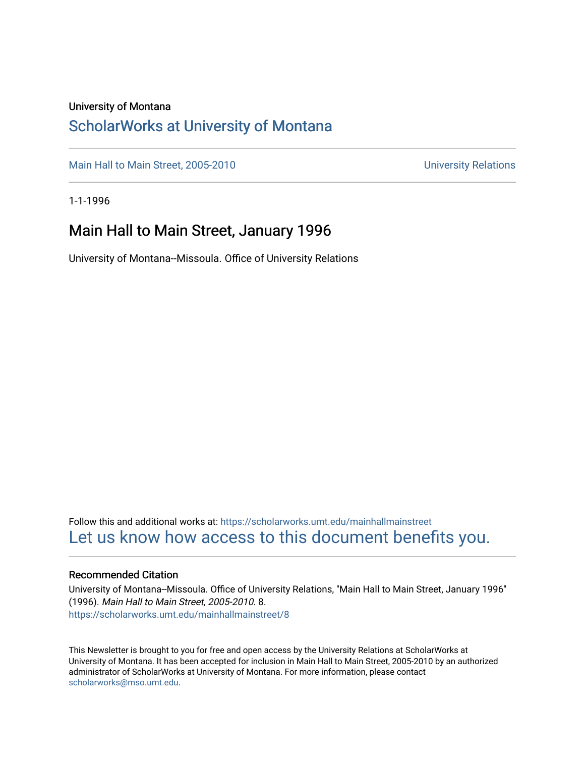University of Montana

# ScholarWorks at University of Montana

Main Hall to Main Street, 2005-2010

University Relations

1-1-1996

## Main Hall to Main Street, January 1996

University of Montana--Missoula. Office of University Relations

Follow this and additional works at: https://scholarworks.umt.edu/mainhallmainstreet

Let us know how access to this document benefits you.

### Recommended Citation

University of Montana--Missoula. Office of University Relations, "Main Hall to Main Street, January 1996" (1996). *Main Hall to Main Street, 2005-2010*. 8.
https://scholarworks.umt.edu/mainhallmainstreet/8

This Newsletter is brought to you for free and open access by the University Relations at ScholarWorks at University of Montana. It has been accepted for inclusion in Main Hall to Main Street, 2005-2010 by an authorized administrator of ScholarWorks at University of Montana. For more information, please contact scholarworks@mso.umt.edu.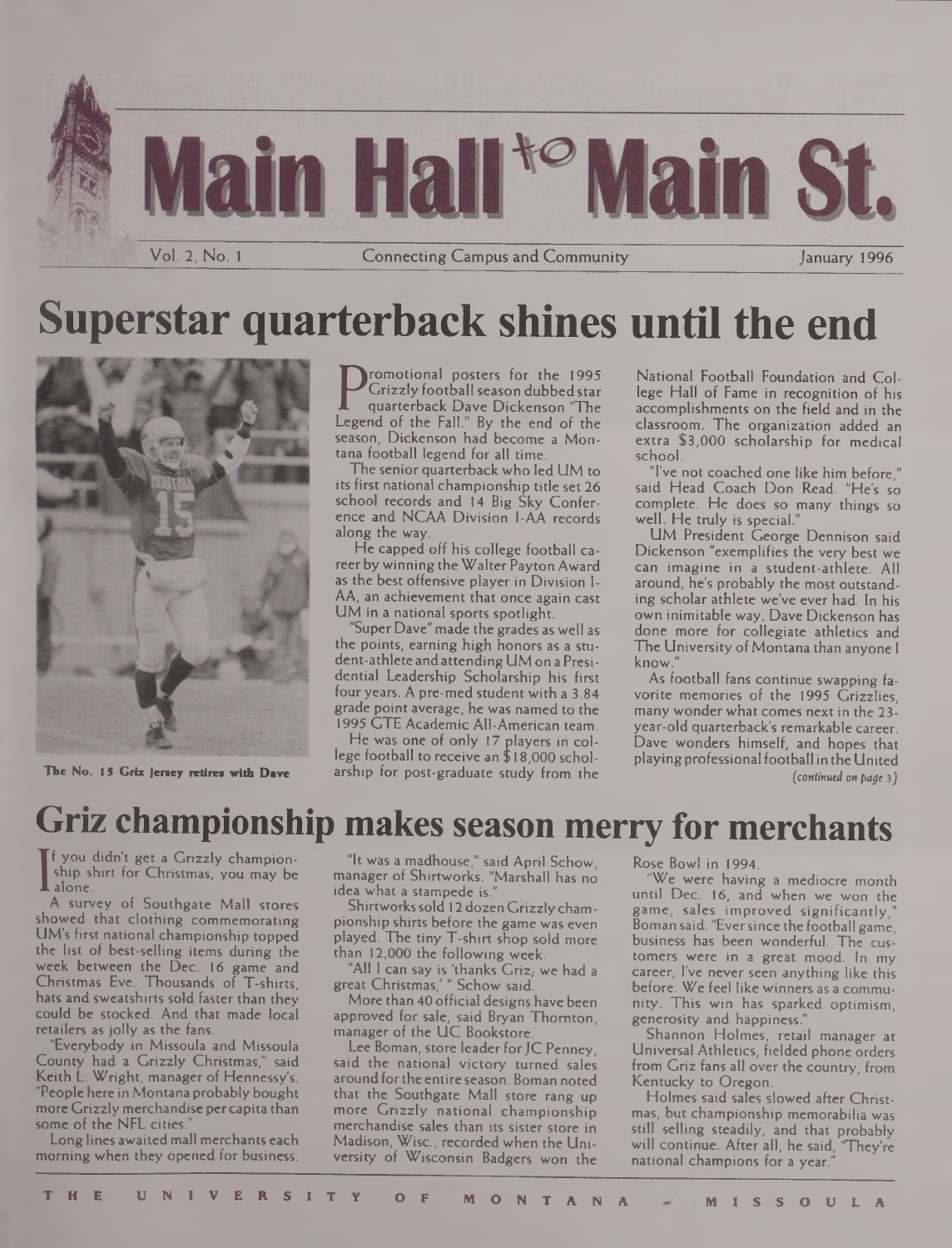# Main Hall to Main St.

Vol. 2, No. 1 — Connecting Campus and Community — January 1996

## Superstar quarterback shines until the end

The No. 15 Griz jersey retires with Dave

Promotional posters for the 1995 Grizzly football season dubbed star quarterback Dave Dickenson "The Legend of the Fall." By the end of the season, Dickenson had become a Montana football legend for all time.

The senior quarterback who led UM to its first national championship title set 26 school records and 14 Big Sky Conference and NCAA Division I-AA records along the way.

He capped off his college football career by winning the Walter Payton Award as the best offensive player in Division I-AA, an achievement that once again cast UM in a national sports spotlight.

"Super Dave" made the grades as well as the points, earning high honors as a student-athlete and attending UM on a Presidential Leadership Scholarship his first four years. A pre-med student with a 3.84 grade point average, he was named to the 1995 GTE Academic All-American team.

He was one of only 17 players in college football to receive an $18,000 scholarship for post-graduate study from the National Football Foundation and College Hall of Fame in recognition of his accomplishments on the field and in the classroom. The organization added an extra $3,000 scholarship for medical school.

"I've not coached one like him before," said Head Coach Don Read. "He's so complete. He does so many things so well. He truly is special."

UM President George Dennison said Dickenson "exemplifies the very best we can imagine in a student-athlete. All around, he's probably the most outstanding scholar athlete we've ever had. In his own inimitable way, Dave Dickenson has done more for collegiate athletics and The University of Montana than anyone I know."

As football fans continue swapping favorite memories of the 1995 Grizzlies, many wonder what comes next in the 23-year-old quarterback's remarkable career. Dave wonders himself, and hopes that playing professional football in the United

*(continued on page 3)*

## Griz championship makes season merry for merchants

If you didn't get a Grizzly championship shirt for Christmas, you may be alone.

A survey of Southgate Mall stores showed that clothing commemorating UM's first national championship topped the list of best-selling items during the week between the Dec. 16 game and Christmas Eve. Thousands of T-shirts, hats and sweatshirts sold faster than they could be stocked. And that made local retailers as jolly as the fans.

"Everybody in Missoula and Missoula County had a Grizzly Christmas," said Keith L. Wright, manager of Hennessy's. "People here in Montana probably bought more Grizzly merchandise per capita than some of the NFL cities."

Long lines awaited mall merchants each morning when they opened for business.

"It was a madhouse," said April Schow, manager of Shirtworks. "Marshall has no idea what a stampede is."

Shirtworks sold 12 dozen Grizzly championship shirts before the game was even played. The tiny T-shirt shop sold more than 12,000 the following week.

"All I can say is 'thanks Griz; we had a great Christmas,'" Schow said.

More than 40 official designs have been approved for sale, said Bryan Thornton, manager of the UC Bookstore.

Lee Boman, store leader for JC Penney, said the national victory turned sales around for the entire season. Boman noted that the Southgate Mall store rang up more Grizzly national championship merchandise sales than its sister store in Madison, Wisc., recorded when the University of Wisconsin Badgers won the Rose Bowl in 1994.

"We were having a mediocre month until Dec. 16, and when we won the game, sales improved significantly," Boman said. "Ever since the football game, business has been wonderful. The customers were in a great mood. In my career, I've never seen anything like this before. We feel like winners as a community. This win has sparked optimism, generosity and happiness."

Shannon Holmes, retail manager at Universal Athletics, fielded phone orders from Griz fans all over the country, from Kentucky to Oregon.

Holmes said sales slowed after Christmas, but championship memorabilia was still selling steadily, and that probably will continue. After all, he said, "They're national champions for a year."

THE UNIVERSITY OF MONTANA - MISSOULA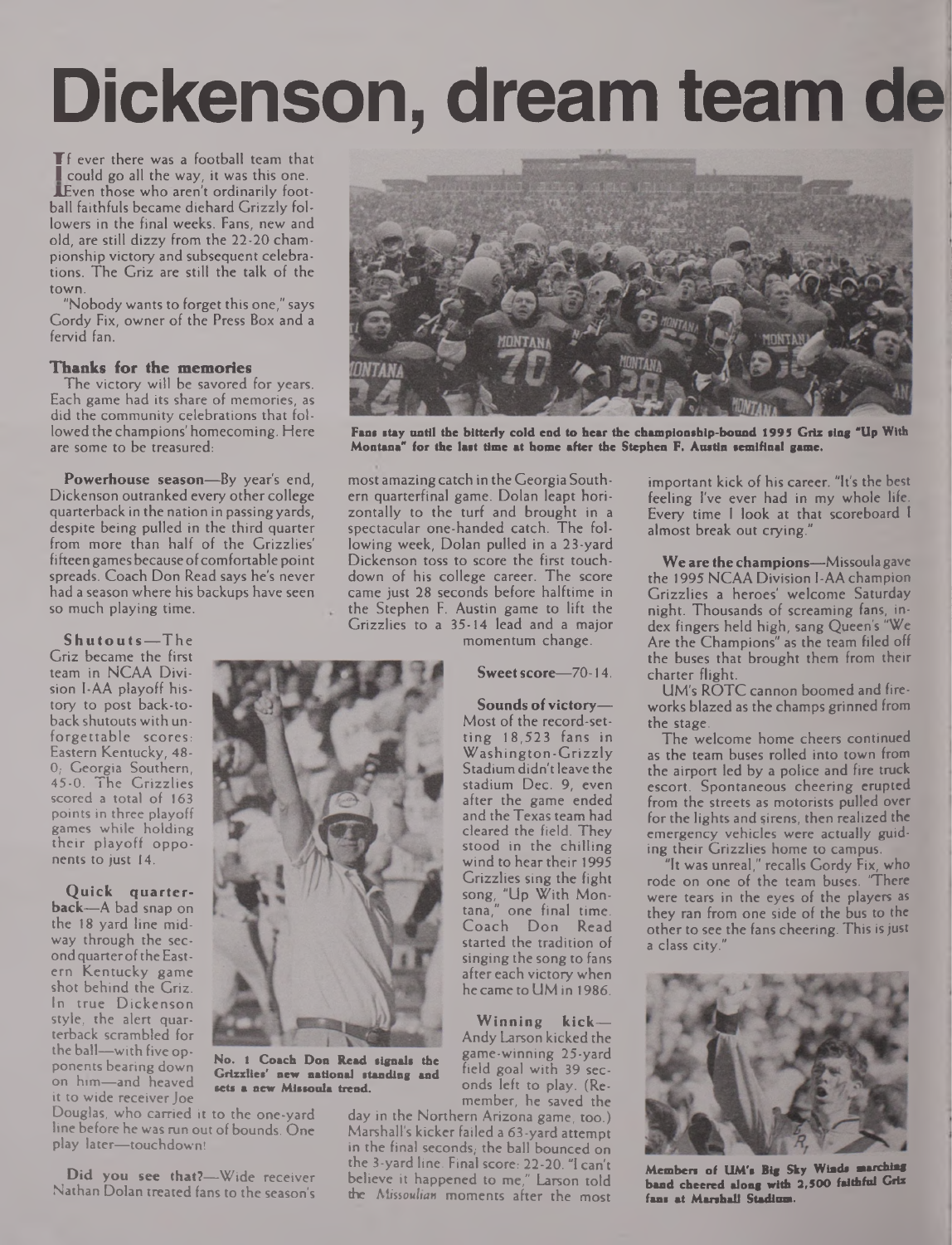# Dickenson, dream team de

If ever there was a football team that could go all the way, it was this one. Even those who aren't ordinarily football faithfuls became diehard Grizzly followers in the final weeks. Fans, new and old, are still dizzy from the 22-20 championship victory and subsequent celebrations. The Griz are still the talk of the town.

"Nobody wants to forget this one," says Gordy Fix, owner of the Press Box and a fervid fan.

### Thanks for the memories

The victory will be savored for years. Each game had its share of memories, as did the community celebrations that followed the champions' homecoming. Here are some to be treasured:

**Powerhouse season**—By year's end, Dickenson outranked every other college quarterback in the nation in passing yards, despite being pulled in the third quarter from more than half of the Grizzlies' fifteen games because of comfortable point spreads. Coach Don Read says he's never had a season where his backups have seen so much playing time.

**Shutouts**—The Griz became the first team in NCAA Division I-AA playoff history to post back-to-back shutouts with unforgettable scores: Eastern Kentucky, 48-0; Georgia Southern, 45-0. The Grizzlies scored a total of 163 points in three playoff games while holding their playoff opponents to just 14.

**Quick quarterback**—A bad snap on the 18 yard line midway through the second quarter of the Eastern Kentucky game shot behind the Griz. In true Dickenson style, the alert quarterback scrambled for the ball—with five opponents bearing down on him—and heaved it to wide receiver Joe Douglas, who carried it to the one-yard line before he was run out of bounds. One play later—touchdown!

**Did you see that?**—Wide receiver Nathan Dolan treated fans to the season's most amazing catch in the Georgia Southern quarterfinal game. Dolan leapt horizontally to the turf and brought in a spectacular one-handed catch. The following week, Dolan pulled in a 23-yard Dickenson toss to score the first touchdown of his college career. The score came just 28 seconds before halftime in the Stephen F. Austin game to lift the Grizzlies to a 35-14 lead and a major momentum change.

**Sweet score**—70-14.

**Sounds of victory**—Most of the record-setting 18,523 fans in Washington-Grizzly Stadium didn't leave the stadium Dec. 9, even after the game ended and the Texas team had cleared the field. They stood in the chilling wind to hear their 1995 Grizzlies sing the fight song, "Up With Montana," one final time. Coach Don Read started the tradition of singing the song to fans after each victory when he came to UM in 1986.

**Winning kick**—Andy Larson kicked the game-winning 25-yard field goal with 39 seconds left to play. (Remember, he saved the day in the Northern Arizona game, too.) Marshall's kicker failed a 63-yard attempt in the final seconds; the ball bounced on the 3-yard line. Final score: 22-20. "I can't believe it happened to me," Larson told the *Missoulian* moments after the most important kick of his career. "It's the best feeling I've ever had in my whole life. Every time I look at that scoreboard I almost break out crying."

**We are the champions**—Missoula gave the 1995 NCAA Division I-AA champion Grizzlies a heroes' welcome Saturday night. Thousands of screaming fans, index fingers held high, sang Queen's "We Are the Champions" as the team filed off the buses that brought them from their charter flight.

UM's ROTC cannon boomed and fireworks blazed as the champs grinned from the stage.

The welcome home cheers continued as the team buses rolled into town from the airport led by a police and fire truck escort. Spontaneous cheering erupted from the streets as motorists pulled over for the lights and sirens, then realized the emergency vehicles were actually guiding their Grizzlies home to campus.

"It was unreal," recalls Gordy Fix, who rode on one of the team buses. "There were tears in the eyes of the players as they ran from one side of the bus to the other to see the fans cheering. This is just a class city."

**Fans stay until the bitterly cold end to hear the championship-bound 1995 Griz sing "Up With Montana" for the last time at home after the Stephen F. Austin semifinal game.**

**No. 1 Coach Don Read signals the Grizzlies' new national standing and sets a new Missoula trend.**

**Members of UM's Big Sky Winds marching band cheered along with 2,500 faithful Griz fans at Marshall Stadium.**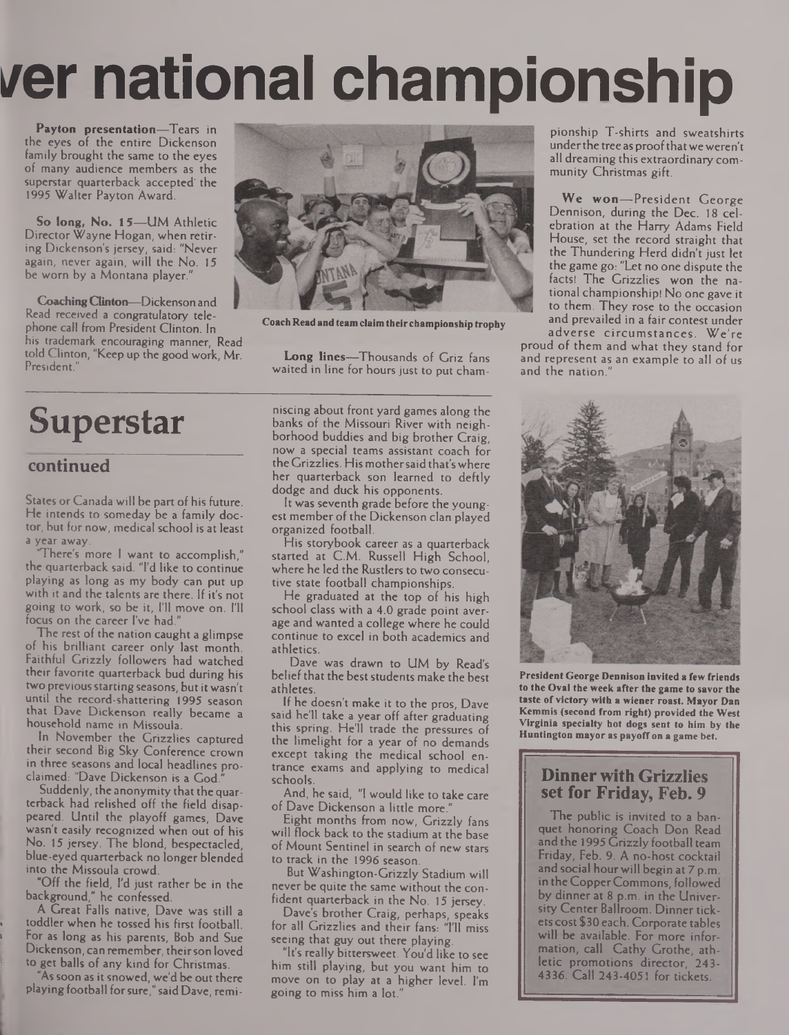# ver national championship

**Payton presentation**—Tears in the eyes of the entire Dickenson family brought the same to the eyes of many audience members as the superstar quarterback accepted the 1995 Walter Payton Award.

**So long, No. 15**—UM Athletic Director Wayne Hogan, when retiring Dickenson's jersey, said: "Never again, never again, will the No. 15 be worn by a Montana player."

**Coaching Clinton**—Dickenson and Read received a congratulatory telephone call from President Clinton. In his trademark encouraging manner, Read told Clinton, "Keep up the good work, Mr. President."

**Coach Read and team claim their championship trophy**

**Long lines**—Thousands of Griz fans waited in line for hours just to put championship T-shirts and sweatshirts under the tree as proof that we weren't all dreaming this extraordinary community Christmas gift.

**We won**—President George Dennison, during the Dec. 18 celebration at the Harry Adams Field House, set the record straight that the Thundering Herd didn't just let the game go: "Let no one dispute the facts! The Grizzlies won the national championship! No one gave it to them. They rose to the occasion and prevailed in a fair contest under adverse circumstances. We're proud of them and what they stand for and represent as an example to all of us and the nation."

# Superstar

## continued

States or Canada will be part of his future. He intends to someday be a family doctor, but for now, medical school is at least a year away.

"There's more I want to accomplish," the quarterback said. "I'd like to continue playing as long as my body can put up with it and the talents are there. If it's not going to work, so be it, I'll move on. I'll focus on the career I've had."

The rest of the nation caught a glimpse of his brilliant career only last month. Faithful Grizzly followers had watched their favorite quarterback bud during his two previous starting seasons, but it wasn't until the record-shattering 1995 season that Dave Dickenson really became a household name in Missoula.

In November the Grizzlies captured their second Big Sky Conference crown in three seasons and local headlines proclaimed: "Dave Dickenson is a God."

Suddenly, the anonymity that the quarterback had relished off the field disappeared. Until the playoff games, Dave wasn't easily recognized when out of his No. 15 jersey. The blond, bespectacled, blue-eyed quarterback no longer blended into the Missoula crowd.

"Off the field, I'd just rather be in the background," he confessed.

A Great Falls native, Dave was still a toddler when he tossed his first football. For as long as his parents, Bob and Sue Dickenson, can remember, their son loved to get balls of any kind for Christmas.

"As soon as it snowed, we'd be out there playing football for sure," said Dave, reminiscing about front yard games along the banks of the Missouri River with neighborhood buddies and big brother Craig, now a special teams assistant coach for the Grizzlies. His mother said that's where her quarterback son learned to deftly dodge and duck his opponents.

It was seventh grade before the youngest member of the Dickenson clan played organized football.

His storybook career as a quarterback started at C.M. Russell High School, where he led the Rustlers to two consecutive state football championships.

He graduated at the top of his high school class with a 4.0 grade point average and wanted a college where he could continue to excel in both academics and athletics.

Dave was drawn to UM by Read's belief that the best students make the best athletes.

If he doesn't make it to the pros, Dave said he'll take a year off after graduating this spring. He'll trade the pressures of the limelight for a year of no demands except taking the medical school entrance exams and applying to medical schools.

And, he said, "I would like to take care of Dave Dickenson a little more."

Eight months from now, Grizzly fans will flock back to the stadium at the base of Mount Sentinel in search of new stars to track in the 1996 season.

But Washington-Grizzly Stadium will never be quite the same without the confident quarterback in the No. 15 jersey.

Dave's brother Craig, perhaps, speaks for all Grizzlies and their fans: "I'll miss seeing that guy out there playing.

"It's really bittersweet. You'd like to see him still playing, but you want him to move on to play at a higher level. I'm going to miss him a lot."

**President George Dennison invited a few friends to the Oval the week after the game to savor the taste of victory with a wiener roast. Mayor Dan Kemmis (second from right) provided the West Virginia specialty hot dogs sent to him by the Huntington mayor as payoff on a game bet.**

## Dinner with Grizzlies set for Friday, Feb. 9

The public is invited to a banquet honoring Coach Don Read and the 1995 Grizzly football team Friday, Feb. 9. A no-host cocktail and social hour will begin at 7 p.m. in the Copper Commons, followed by dinner at 8 p.m. in the University Center Ballroom. Dinner tickets cost $30 each. Corporate tables will be available. For more information, call Cathy Grothe, athletic promotions director, 243-4336. Call 243-4051 for tickets.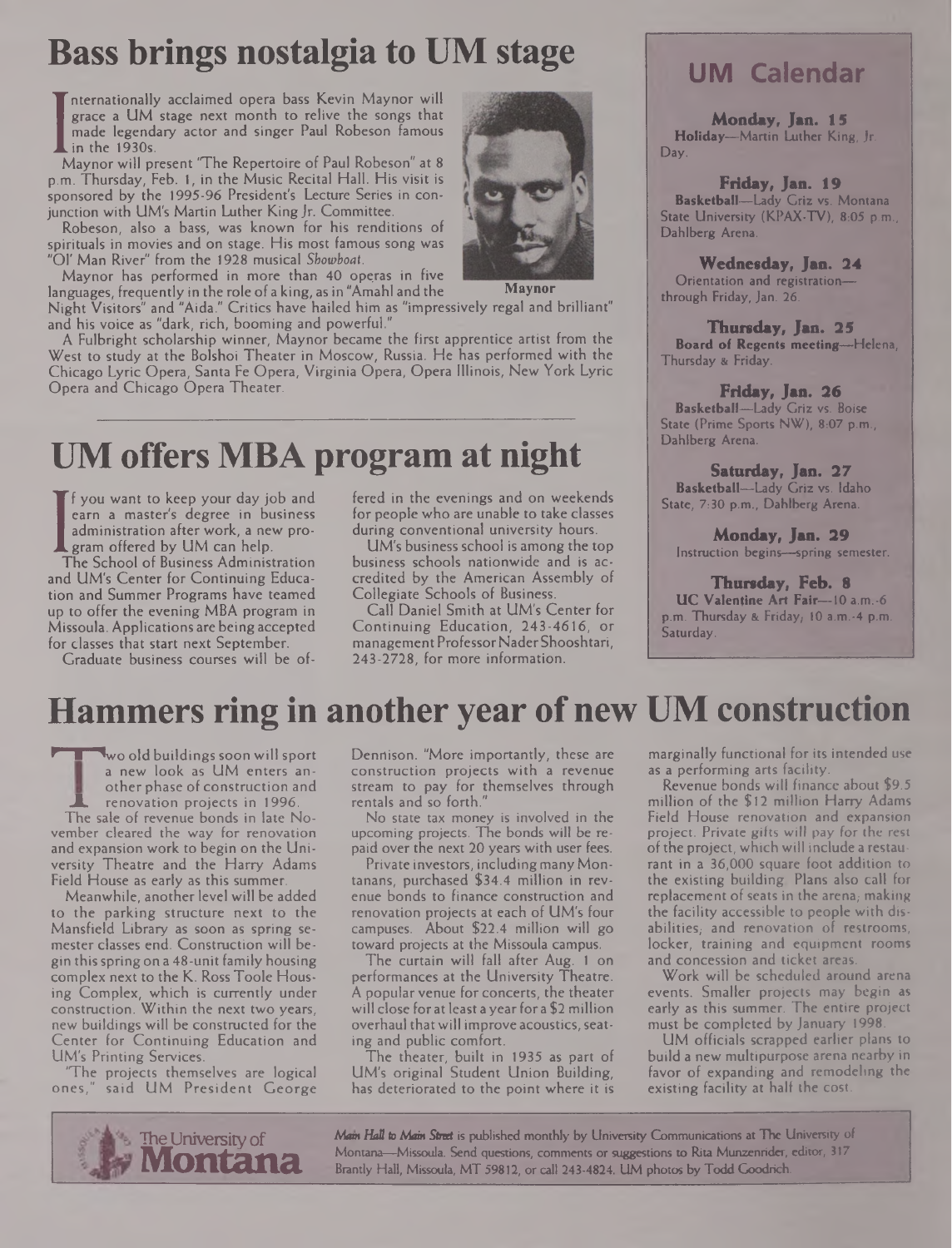# Bass brings nostalgia to UM stage

Internationally acclaimed opera bass Kevin Maynor will grace a UM stage next month to relive the songs that made legendary actor and singer Paul Robeson famous in the 1930s.

Maynor will present "The Repertoire of Paul Robeson" at 8 p.m. Thursday, Feb. 1, in the Music Recital Hall. His visit is sponsored by the 1995-96 President's Lecture Series in conjunction with UM's Martin Luther King Jr. Committee.

Robeson, also a bass, was known for his renditions of spirituals in movies and on stage. His most famous song was "Ol' Man River" from the 1928 musical *Showboat*.

Maynor has performed in more than 40 operas in five languages, frequently in the role of a king, as in "Amahl and the Night Visitors" and "Aida." Critics have hailed him as "impressively regal and brilliant" and his voice as "dark, rich, booming and powerful."

Maynor

A Fulbright scholarship winner, Maynor became the first apprentice artist from the West to study at the Bolshoi Theater in Moscow, Russia. He has performed with the Chicago Lyric Opera, Santa Fe Opera, Virginia Opera, Opera Illinois, New York Lyric Opera and Chicago Opera Theater.

# UM offers MBA program at night

If you want to keep your day job and earn a master's degree in business administration after work, a new program offered by UM can help.

The School of Business Administration and UM's Center for Continuing Education and Summer Programs have teamed up to offer the evening MBA program in Missoula. Applications are being accepted for classes that start next September.

Graduate business courses will be offered in the evenings and on weekends for people who are unable to take classes during conventional university hours.

UM's business school is among the top business schools nationwide and is accredited by the American Assembly of Collegiate Schools of Business.

Call Daniel Smith at UM's Center for Continuing Education, 243-4616, or management Professor Nader Shooshtari, 243-2728, for more information.

## UM Calendar

**Monday, Jan. 15**
**Holiday**—Martin Luther King, Jr. Day.

**Friday, Jan. 19**
**Basketball**—Lady Griz vs. Montana State University (KPAX-TV), 8:05 p.m., Dahlberg Arena.

**Wednesday, Jan. 24**
Orientation and registration—through Friday, Jan. 26.

**Thursday, Jan. 25**
**Board of Regents meeting**—Helena, Thursday & Friday.

**Friday, Jan. 26**
**Basketball**—Lady Griz vs. Boise State (Prime Sports NW), 8:07 p.m., Dahlberg Arena.

**Saturday, Jan. 27**
**Basketball**—Lady Griz vs. Idaho State, 7:30 p.m., Dahlberg Arena.

**Monday, Jan. 29**
Instruction begins—spring semester.

**Thursday, Feb. 8**
**UC Valentine Art Fair**—10 a.m.-6 p.m. Thursday & Friday; 10 a.m.-4 p.m. Saturday.

# Hammers ring in another year of new UM construction

Two old buildings soon will sport a new look as UM enters another phase of construction and renovation projects in 1996.

The sale of revenue bonds in late November cleared the way for renovation and expansion work to begin on the University Theatre and the Harry Adams Field House as early as this summer.

Meanwhile, another level will be added to the parking structure next to the Mansfield Library as soon as spring semester classes end. Construction will begin this spring on a 48-unit family housing complex next to the K. Ross Toole Housing Complex, which is currently under construction. Within the next two years, new buildings will be constructed for the Center for Continuing Education and UM's Printing Services.

"The projects themselves are logical ones," said UM President George Dennison. "More importantly, these are construction projects with a revenue stream to pay for themselves through rentals and so forth."

No state tax money is involved in the upcoming projects. The bonds will be repaid over the next 20 years with user fees.

Private investors, including many Montanans, purchased $34.4 million in revenue bonds to finance construction and renovation projects at each of UM's four campuses. About $22.4 million will go toward projects at the Missoula campus.

The curtain will fall after Aug. 1 on performances at the University Theatre. A popular venue for concerts, the theater will close for at least a year for a $2 million overhaul that will improve acoustics, seating and public comfort.

The theater, built in 1935 as part of UM's original Student Union Building, has deteriorated to the point where it is marginally functional for its intended use as a performing arts facility.

Revenue bonds will finance about $9.5 million of the $12 million Harry Adams Field House renovation and expansion project. Private gifts will pay for the rest of the project, which will include a restaurant in a 36,000 square foot addition to the existing building. Plans also call for replacement of seats in the arena; making the facility accessible to people with disabilities; and renovation of restrooms, locker, training and equipment rooms and concession and ticket areas.

Work will be scheduled around arena events. Smaller projects may begin as early as this summer. The entire project must be completed by January 1998.

UM officials scrapped earlier plans to build a new multipurpose arena nearby in favor of expanding and remodeling the existing facility at half the cost.

The University of Montana

*Main Hall to Main Street* is published monthly by University Communications at The University of Montana—Missoula. Send questions, comments or suggestions to Rita Munzenrider, editor, 317 Brantly Hall, Missoula, MT 59812, or call 243-4824. UM photos by Todd Goodrich.